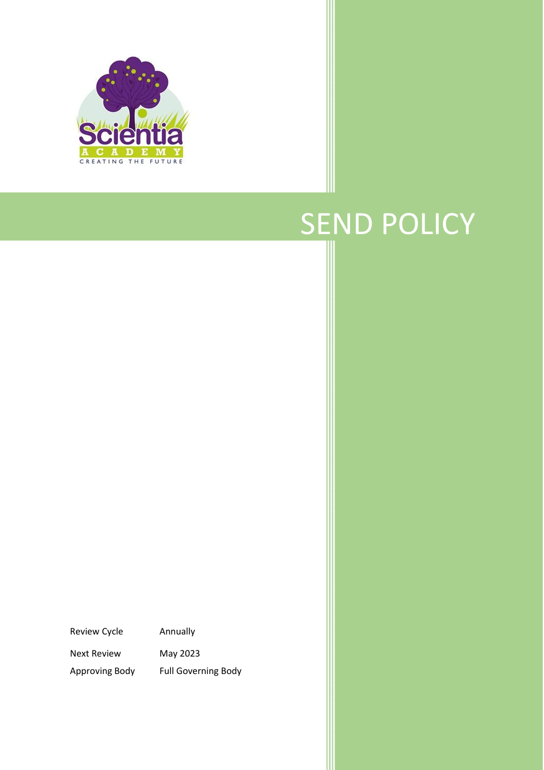Scientia Academy

CREATING THE FUTURE

# SEND POLICY

| Review Cycle | Annually |
|---|---|
| Next Review | May 2023 |
| Approving Body | Full Governing Body |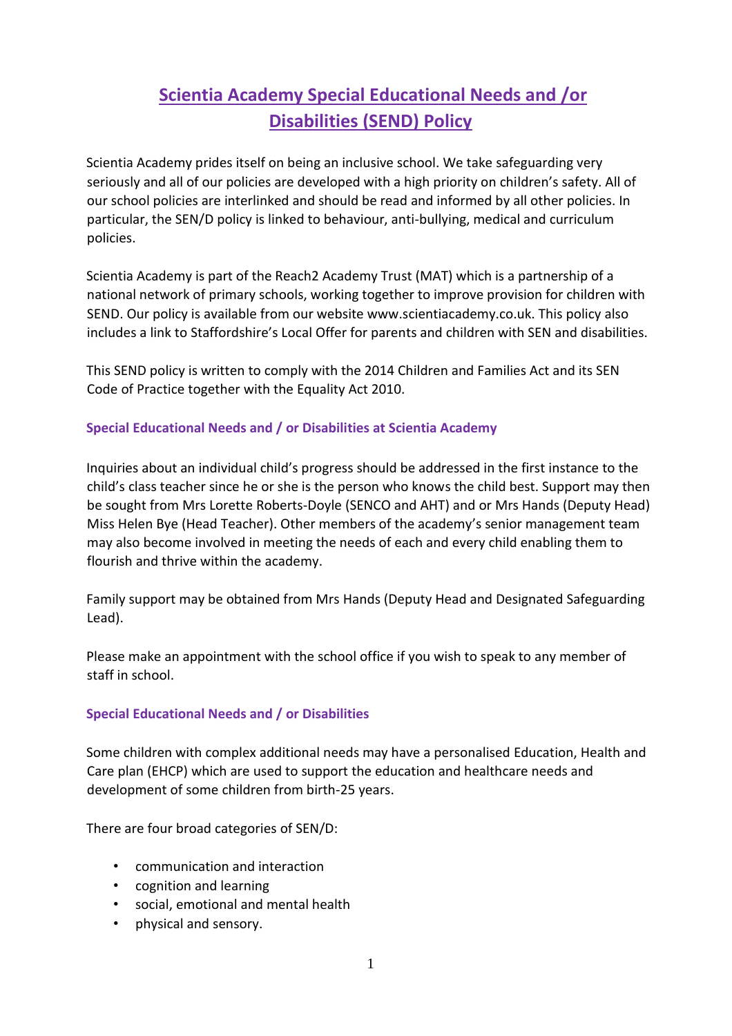# Scientia Academy Special Educational Needs and /or Disabilities (SEND) Policy

Scientia Academy prides itself on being an inclusive school. We take safeguarding very seriously and all of our policies are developed with a high priority on children's safety. All of our school policies are interlinked and should be read and informed by all other policies. In particular, the SEN/D policy is linked to behaviour, anti-bullying, medical and curriculum policies.

Scientia Academy is part of the Reach2 Academy Trust (MAT) which is a partnership of a national network of primary schools, working together to improve provision for children with SEND. Our policy is available from our website www.scientiacademy.co.uk. This policy also includes a link to Staffordshire's Local Offer for parents and children with SEN and disabilities.

This SEND policy is written to comply with the 2014 Children and Families Act and its SEN Code of Practice together with the Equality Act 2010.

### Special Educational Needs and / or Disabilities at Scientia Academy

Inquiries about an individual child's progress should be addressed in the first instance to the child's class teacher since he or she is the person who knows the child best. Support may then be sought from Mrs Lorette Roberts-Doyle (SENCO and AHT) and or Mrs Hands (Deputy Head) Miss Helen Bye (Head Teacher). Other members of the academy's senior management team may also become involved in meeting the needs of each and every child enabling them to flourish and thrive within the academy.

Family support may be obtained from Mrs Hands (Deputy Head and Designated Safeguarding Lead).

Please make an appointment with the school office if you wish to speak to any member of staff in school.

### Special Educational Needs and / or Disabilities

Some children with complex additional needs may have a personalised Education, Health and Care plan (EHCP) which are used to support the education and healthcare needs and development of some children from birth-25 years.

There are four broad categories of SEN/D:

- communication and interaction
- cognition and learning
- social, emotional and mental health
- physical and sensory.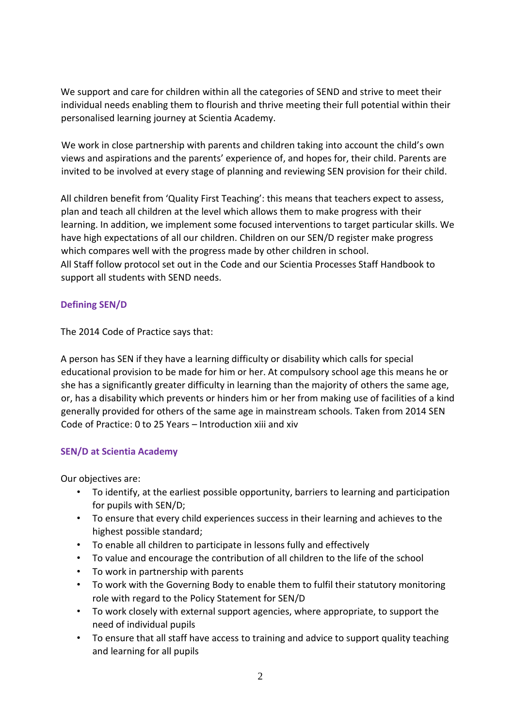We support and care for children within all the categories of SEND and strive to meet their individual needs enabling them to flourish and thrive meeting their full potential within their personalised learning journey at Scientia Academy.

We work in close partnership with parents and children taking into account the child's own views and aspirations and the parents' experience of, and hopes for, their child. Parents are invited to be involved at every stage of planning and reviewing SEN provision for their child.

All children benefit from 'Quality First Teaching': this means that teachers expect to assess, plan and teach all children at the level which allows them to make progress with their learning. In addition, we implement some focused interventions to target particular skills. We have high expectations of all our children. Children on our SEN/D register make progress which compares well with the progress made by other children in school.
All Staff follow protocol set out in the Code and our Scientia Processes Staff Handbook to support all students with SEND needs.

## Defining SEN/D

The 2014 Code of Practice says that:

A person has SEN if they have a learning difficulty or disability which calls for special educational provision to be made for him or her. At compulsory school age this means he or she has a significantly greater difficulty in learning than the majority of others the same age, or, has a disability which prevents or hinders him or her from making use of facilities of a kind generally provided for others of the same age in mainstream schools. Taken from 2014 SEN Code of Practice: 0 to 25 Years – Introduction xiii and xiv

## SEN/D at Scientia Academy

Our objectives are:

- To identify, at the earliest possible opportunity, barriers to learning and participation for pupils with SEN/D;
- To ensure that every child experiences success in their learning and achieves to the highest possible standard;
- To enable all children to participate in lessons fully and effectively
- To value and encourage the contribution of all children to the life of the school
- To work in partnership with parents
- To work with the Governing Body to enable them to fulfil their statutory monitoring role with regard to the Policy Statement for SEN/D
- To work closely with external support agencies, where appropriate, to support the need of individual pupils
- To ensure that all staff have access to training and advice to support quality teaching and learning for all pupils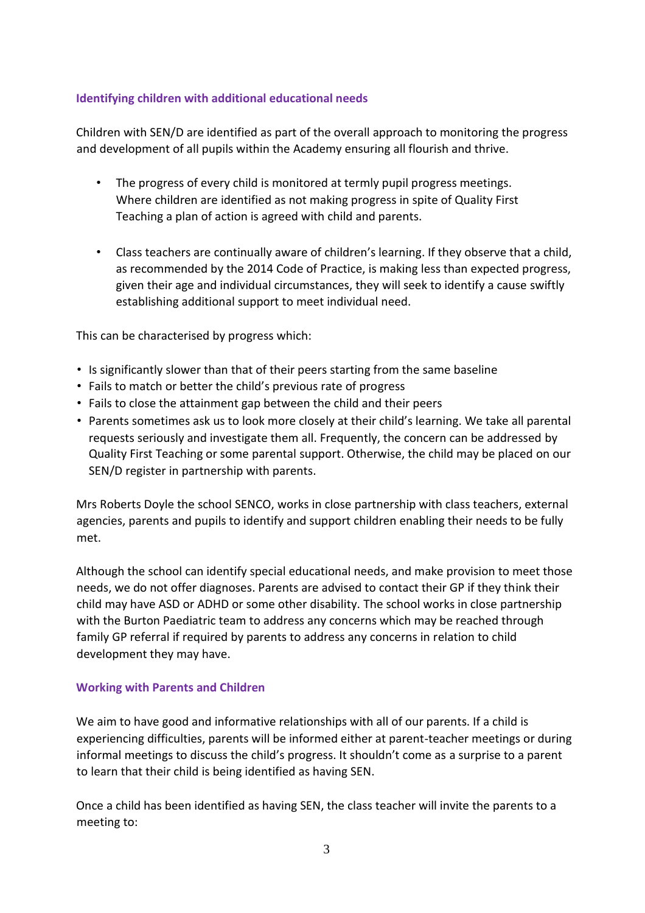### Identifying children with additional educational needs

Children with SEN/D are identified as part of the overall approach to monitoring the progress and development of all pupils within the Academy ensuring all flourish and thrive.

- The progress of every child is monitored at termly pupil progress meetings. Where children are identified as not making progress in spite of Quality First Teaching a plan of action is agreed with child and parents.
- Class teachers are continually aware of children's learning. If they observe that a child, as recommended by the 2014 Code of Practice, is making less than expected progress, given their age and individual circumstances, they will seek to identify a cause swiftly establishing additional support to meet individual need.

This can be characterised by progress which:

- Is significantly slower than that of their peers starting from the same baseline
- Fails to match or better the child's previous rate of progress
- Fails to close the attainment gap between the child and their peers
- Parents sometimes ask us to look more closely at their child's learning. We take all parental requests seriously and investigate them all. Frequently, the concern can be addressed by Quality First Teaching or some parental support. Otherwise, the child may be placed on our SEN/D register in partnership with parents.

Mrs Roberts Doyle the school SENCO, works in close partnership with class teachers, external agencies, parents and pupils to identify and support children enabling their needs to be fully met.

Although the school can identify special educational needs, and make provision to meet those needs, we do not offer diagnoses. Parents are advised to contact their GP if they think their child may have ASD or ADHD or some other disability. The school works in close partnership with the Burton Paediatric team to address any concerns which may be reached through family GP referral if required by parents to address any concerns in relation to child development they may have.

### Working with Parents and Children

We aim to have good and informative relationships with all of our parents. If a child is experiencing difficulties, parents will be informed either at parent-teacher meetings or during informal meetings to discuss the child's progress. It shouldn't come as a surprise to a parent to learn that their child is being identified as having SEN.

Once a child has been identified as having SEN, the class teacher will invite the parents to a meeting to: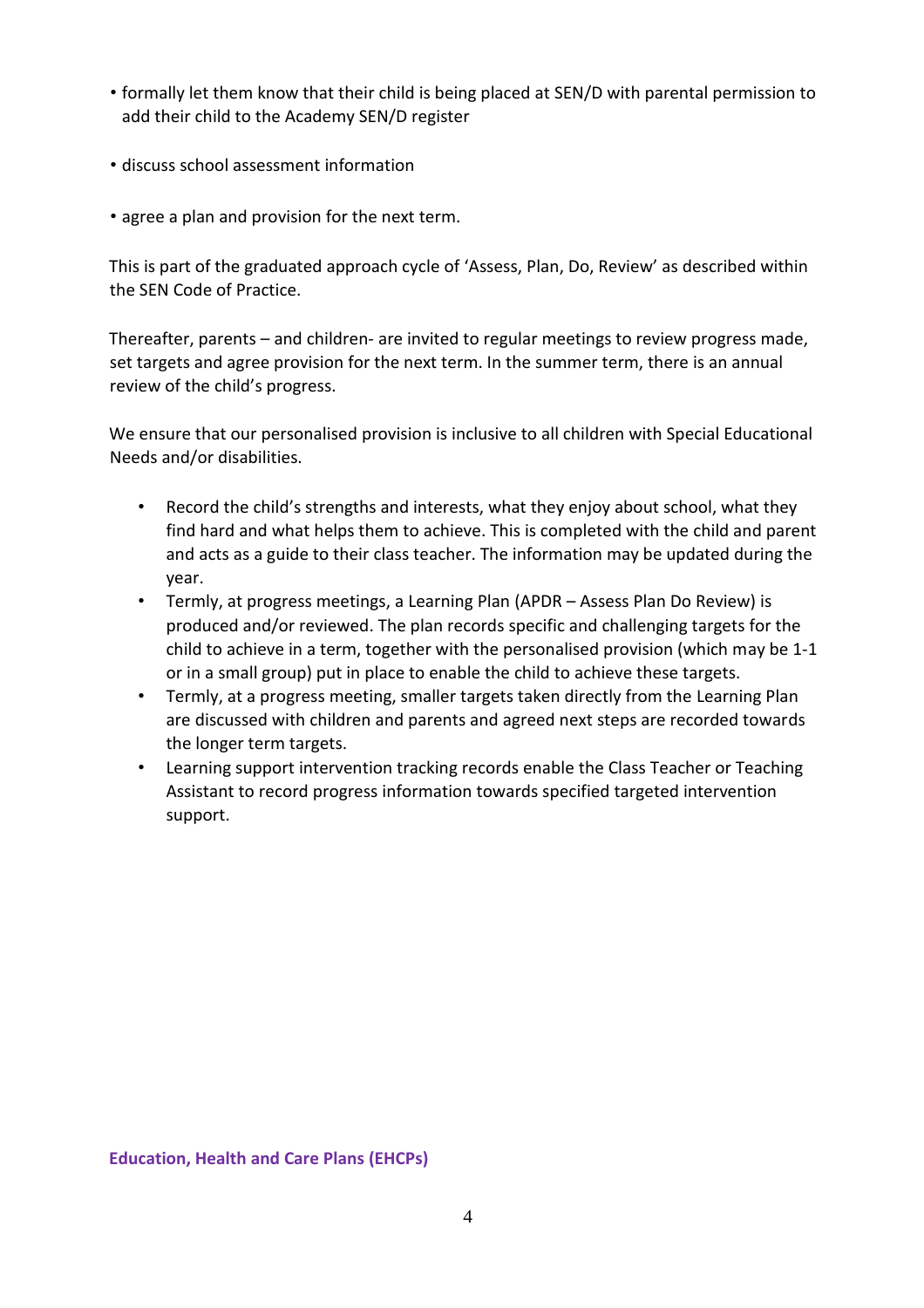- formally let them know that their child is being placed at SEN/D with parental permission to add their child to the Academy SEN/D register
- discuss school assessment information
- agree a plan and provision for the next term.

This is part of the graduated approach cycle of 'Assess, Plan, Do, Review' as described within the SEN Code of Practice.

Thereafter, parents – and children- are invited to regular meetings to review progress made, set targets and agree provision for the next term. In the summer term, there is an annual review of the child's progress.

We ensure that our personalised provision is inclusive to all children with Special Educational Needs and/or disabilities.

- Record the child's strengths and interests, what they enjoy about school, what they find hard and what helps them to achieve. This is completed with the child and parent and acts as a guide to their class teacher. The information may be updated during the year.
- Termly, at progress meetings, a Learning Plan (APDR – Assess Plan Do Review) is produced and/or reviewed. The plan records specific and challenging targets for the child to achieve in a term, together with the personalised provision (which may be 1-1 or in a small group) put in place to enable the child to achieve these targets.
- Termly, at a progress meeting, smaller targets taken directly from the Learning Plan are discussed with children and parents and agreed next steps are recorded towards the longer term targets.
- Learning support intervention tracking records enable the Class Teacher or Teaching Assistant to record progress information towards specified targeted intervention support.

## Education, Health and Care Plans (EHCPs)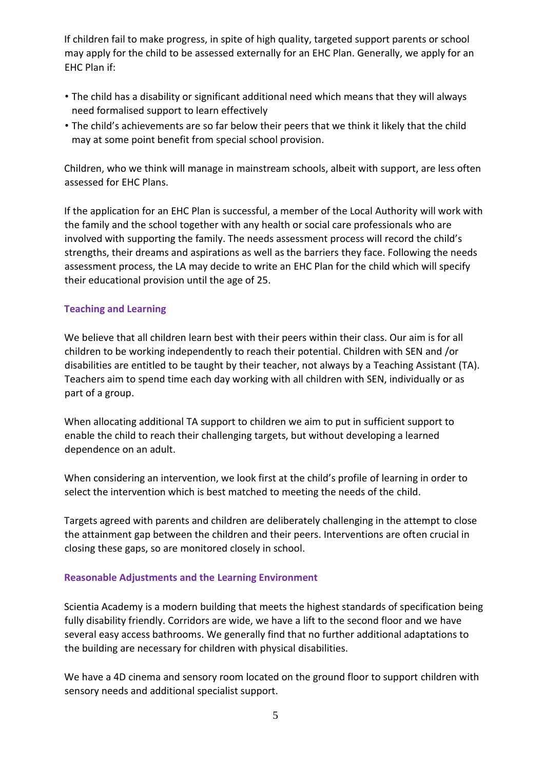If children fail to make progress, in spite of high quality, targeted support parents or school may apply for the child to be assessed externally for an EHC Plan. Generally, we apply for an EHC Plan if:

- The child has a disability or significant additional need which means that they will always need formalised support to learn effectively
- The child's achievements are so far below their peers that we think it likely that the child may at some point benefit from special school provision.

Children, who we think will manage in mainstream schools, albeit with support, are less often assessed for EHC Plans.

If the application for an EHC Plan is successful, a member of the Local Authority will work with the family and the school together with any health or social care professionals who are involved with supporting the family. The needs assessment process will record the child's strengths, their dreams and aspirations as well as the barriers they face. Following the needs assessment process, the LA may decide to write an EHC Plan for the child which will specify their educational provision until the age of 25.

### Teaching and Learning

We believe that all children learn best with their peers within their class. Our aim is for all children to be working independently to reach their potential. Children with SEN and /or disabilities are entitled to be taught by their teacher, not always by a Teaching Assistant (TA). Teachers aim to spend time each day working with all children with SEN, individually or as part of a group.

When allocating additional TA support to children we aim to put in sufficient support to enable the child to reach their challenging targets, but without developing a learned dependence on an adult.

When considering an intervention, we look first at the child's profile of learning in order to select the intervention which is best matched to meeting the needs of the child.

Targets agreed with parents and children are deliberately challenging in the attempt to close the attainment gap between the children and their peers. Interventions are often crucial in closing these gaps, so are monitored closely in school.

### Reasonable Adjustments and the Learning Environment

Scientia Academy is a modern building that meets the highest standards of specification being fully disability friendly. Corridors are wide, we have a lift to the second floor and we have several easy access bathrooms. We generally find that no further additional adaptations to the building are necessary for children with physical disabilities.

We have a 4D cinema and sensory room located on the ground floor to support children with sensory needs and additional specialist support.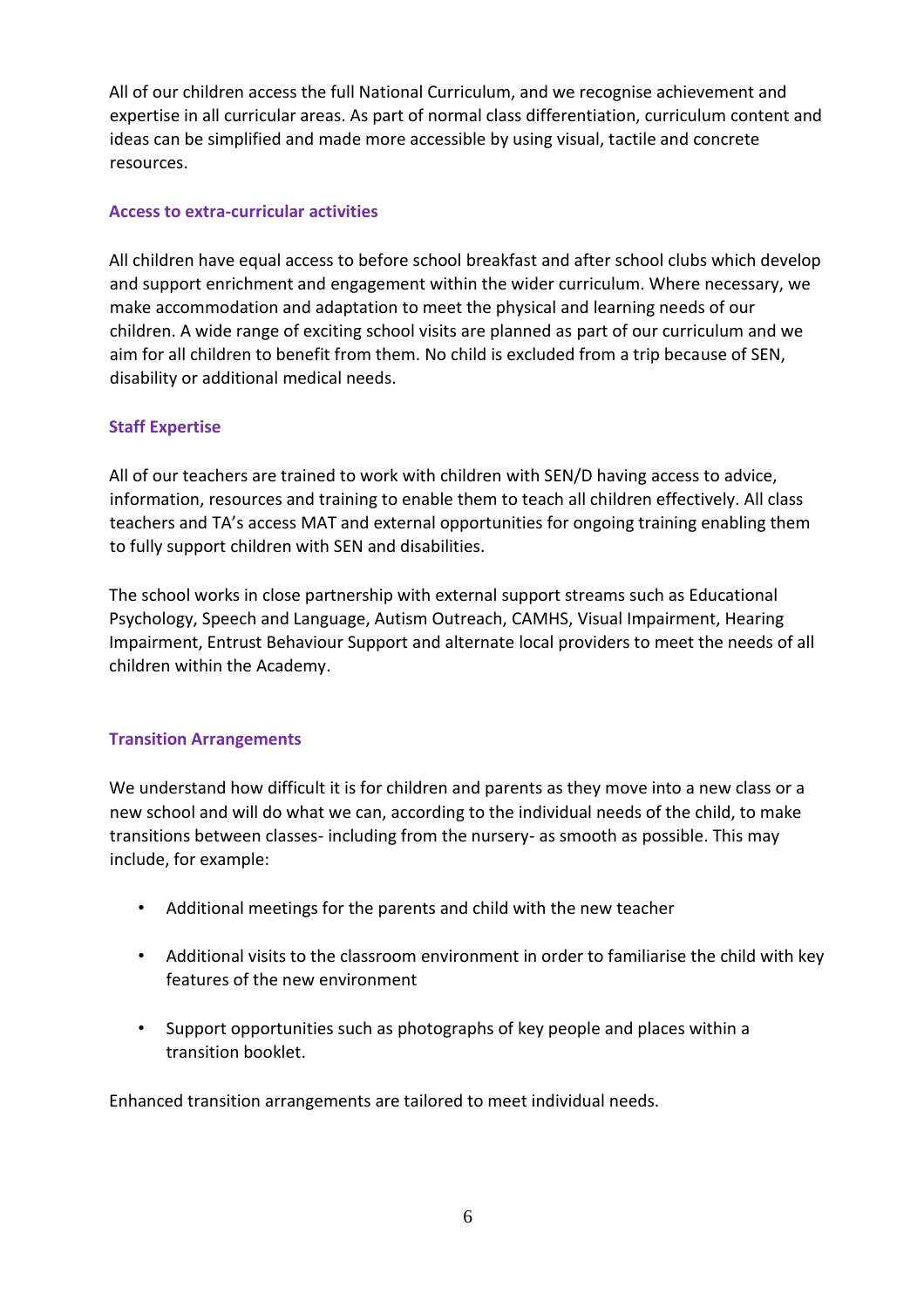All of our children access the full National Curriculum, and we recognise achievement and expertise in all curricular areas. As part of normal class differentiation, curriculum content and ideas can be simplified and made more accessible by using visual, tactile and concrete resources.

### Access to extra-curricular activities

All children have equal access to before school breakfast and after school clubs which develop and support enrichment and engagement within the wider curriculum. Where necessary, we make accommodation and adaptation to meet the physical and learning needs of our children. A wide range of exciting school visits are planned as part of our curriculum and we aim for all children to benefit from them. No child is excluded from a trip because of SEN, disability or additional medical needs.

### Staff Expertise

All of our teachers are trained to work with children with SEN/D having access to advice, information, resources and training to enable them to teach all children effectively. All class teachers and TA's access MAT and external opportunities for ongoing training enabling them to fully support children with SEN and disabilities.

The school works in close partnership with external support streams such as Educational Psychology, Speech and Language, Autism Outreach, CAMHS, Visual Impairment, Hearing Impairment, Entrust Behaviour Support and alternate local providers to meet the needs of all children within the Academy.

### Transition Arrangements

We understand how difficult it is for children and parents as they move into a new class or a new school and will do what we can, according to the individual needs of the child, to make transitions between classes- including from the nursery- as smooth as possible. This may include, for example:

- Additional meetings for the parents and child with the new teacher
- Additional visits to the classroom environment in order to familiarise the child with key features of the new environment
- Support opportunities such as photographs of key people and places within a transition booklet.

Enhanced transition arrangements are tailored to meet individual needs.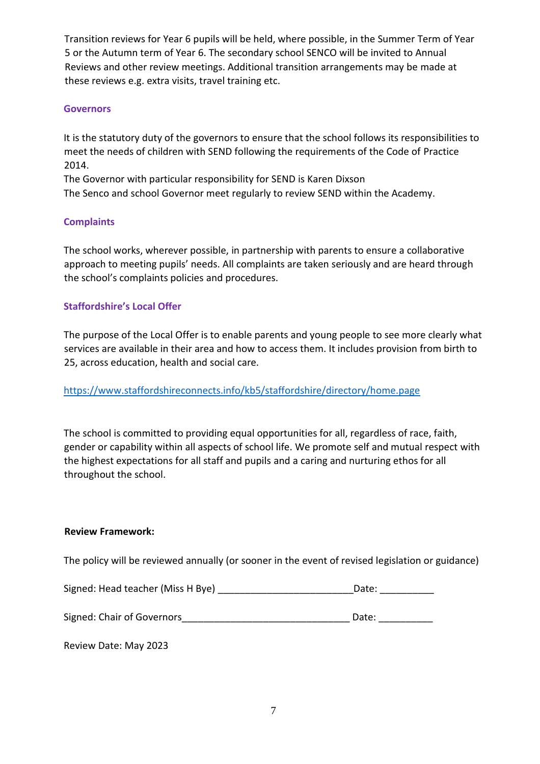Transition reviews for Year 6 pupils will be held, where possible, in the Summer Term of Year 5 or the Autumn term of Year 6. The secondary school SENCO will be invited to Annual Reviews and other review meetings. Additional transition arrangements may be made at these reviews e.g. extra visits, travel training etc.

### Governors

It is the statutory duty of the governors to ensure that the school follows its responsibilities to meet the needs of children with SEND following the requirements of the Code of Practice 2014.
The Governor with particular responsibility for SEND is Karen Dixson
The Senco and school Governor meet regularly to review SEND within the Academy.

### Complaints

The school works, wherever possible, in partnership with parents to ensure a collaborative approach to meeting pupils' needs. All complaints are taken seriously and are heard through the school's complaints policies and procedures.

### Staffordshire's Local Offer

The purpose of the Local Offer is to enable parents and young people to see more clearly what services are available in their area and how to access them. It includes provision from birth to 25, across education, health and social care.

https://www.staffordshireconnects.info/kb5/staffordshire/directory/home.page

The school is committed to providing equal opportunities for all, regardless of race, faith, gender or capability within all aspects of school life. We promote self and mutual respect with the highest expectations for all staff and pupils and a caring and nurturing ethos for all throughout the school.

**Review Framework:**

The policy will be reviewed annually (or sooner in the event of revised legislation or guidance)

Signed: Head teacher (Miss H Bye) _________________________ Date: __________

Signed: Chair of Governors______________________________ Date: __________

Review Date: May 2023